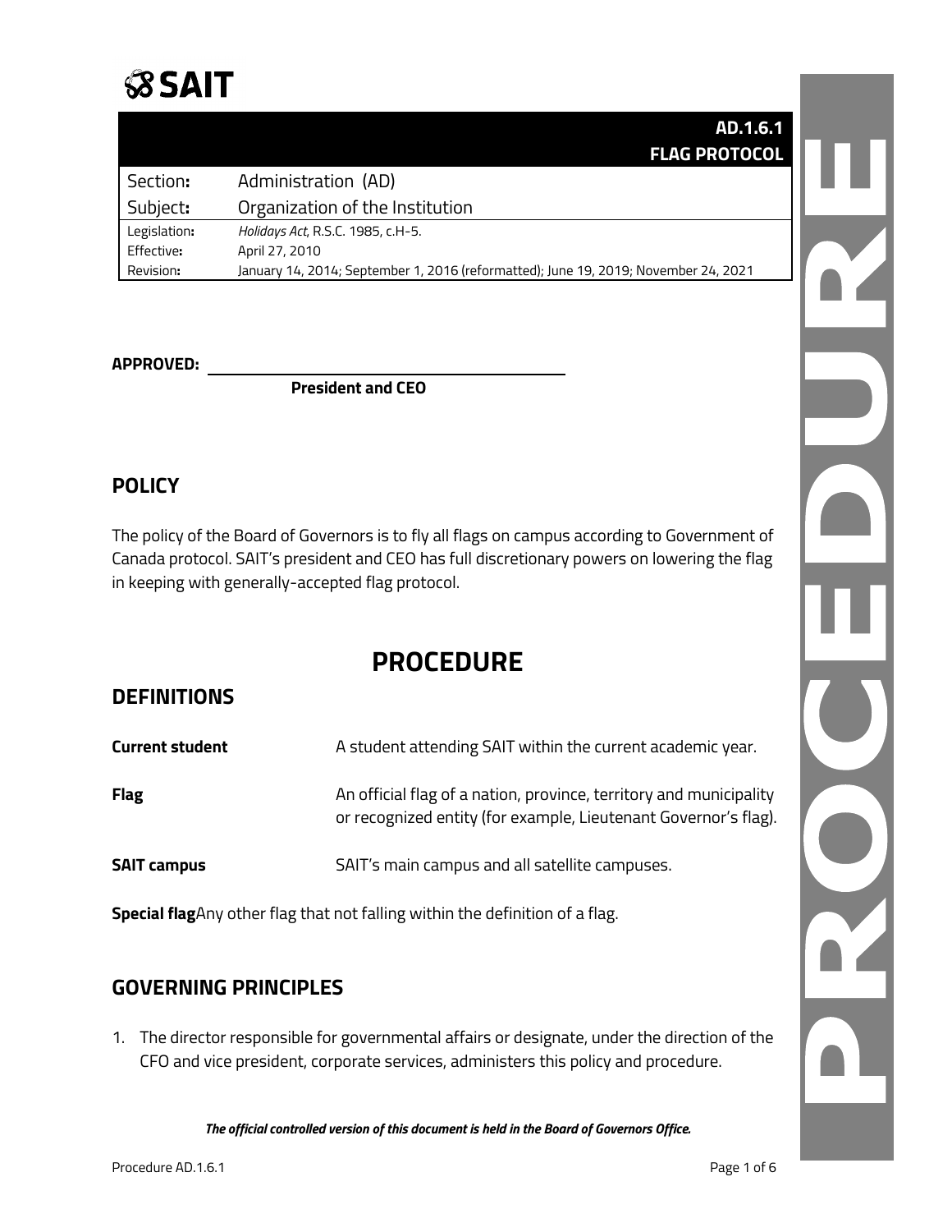# SAIT

| | AD.1.6.1 FLAG PROTOCOL |
|---|---|
| Section**:** | Administration (AD) |
| Subject**:** | Organization of the Institution |
| Legislation**:** | *Holidays Act*, R.S.C. 1985, c.H-5. |
| Effective**:** | April 27, 2010 |
| Revision**:** | January 14, 2014; September 1, 2016 (reformatted); June 19, 2019; November 24, 2021 |

**APPROVED:** ______________________________

**President and CEO**

## POLICY

The policy of the Board of Governors is to fly all flags on campus according to Government of Canada protocol. SAIT's president and CEO has full discretionary powers on lowering the flag in keeping with generally-accepted flag protocol.

# PROCEDURE

## DEFINITIONS

| | |
|---|---|
| **Current student** | A student attending SAIT within the current academic year. |
| **Flag** | An official flag of a nation, province, territory and municipality or recognized entity (for example, Lieutenant Governor's flag). |
| **SAIT campus** | SAIT's main campus and all satellite campuses. |
| **Special flag** | Any other flag that not falling within the definition of a flag. |

## GOVERNING PRINCIPLES

1. The director responsible for governmental affairs or designate, under the direction of the CFO and vice president, corporate services, administers this policy and procedure.

*The official controlled version of this document is held in the Board of Governors Office.*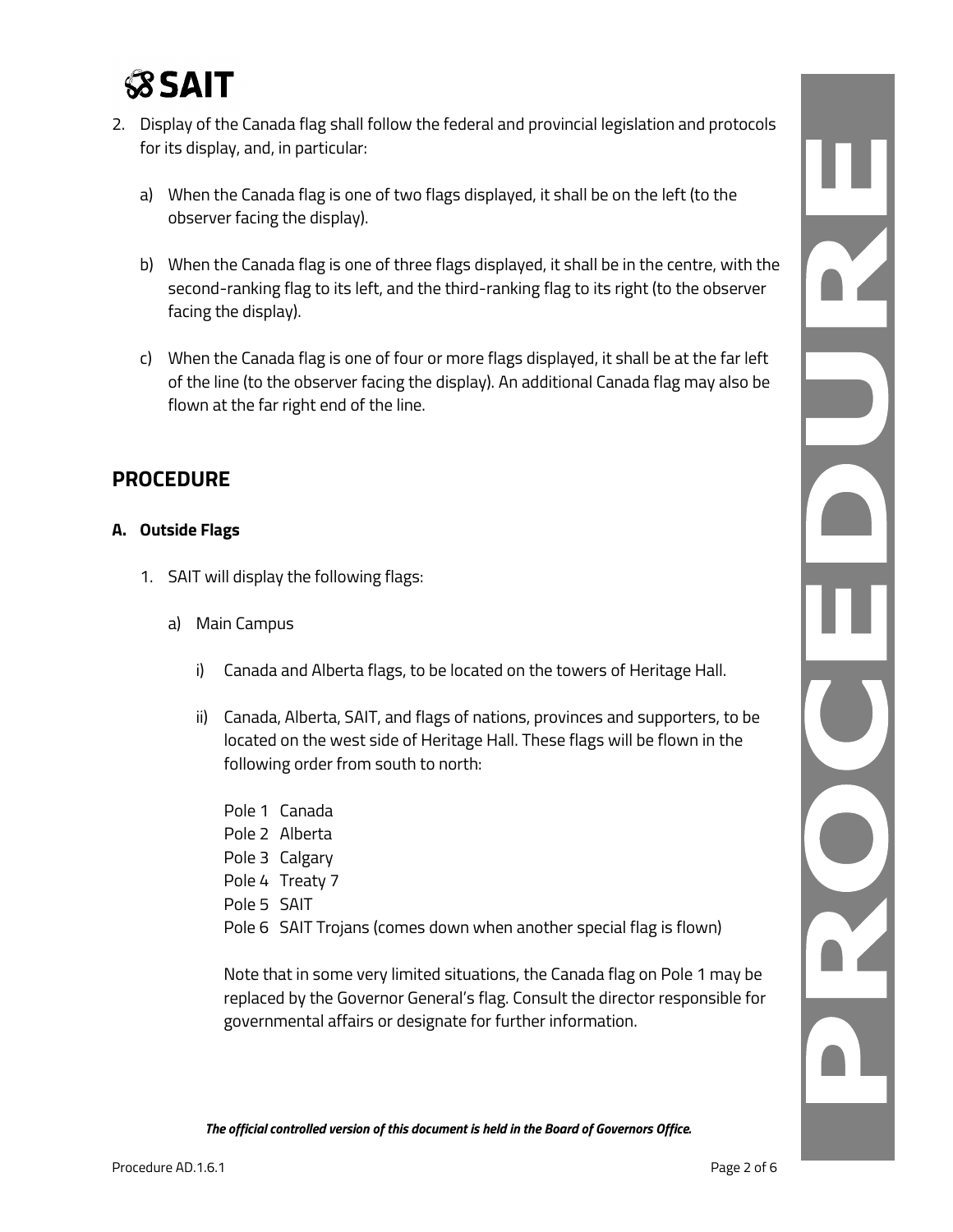2. Display of the Canada flag shall follow the federal and provincial legislation and protocols for its display, and, in particular:

   a) When the Canada flag is one of two flags displayed, it shall be on the left (to the observer facing the display).

   b) When the Canada flag is one of three flags displayed, it shall be in the centre, with the second-ranking flag to its left, and the third-ranking flag to its right (to the observer facing the display).

   c) When the Canada flag is one of four or more flags displayed, it shall be at the far left of the line (to the observer facing the display). An additional Canada flag may also be flown at the far right end of the line.

## PROCEDURE

### A. Outside Flags

1. SAIT will display the following flags:

   a) Main Campus

      i) Canada and Alberta flags, to be located on the towers of Heritage Hall.

      ii) Canada, Alberta, SAIT, and flags of nations, provinces and supporters, to be located on the west side of Heritage Hall. These flags will be flown in the following order from south to north:

      Pole 1 Canada
      Pole 2 Alberta
      Pole 3 Calgary
      Pole 4 Treaty 7
      Pole 5 SAIT
      Pole 6 SAIT Trojans (comes down when another special flag is flown)

      Note that in some very limited situations, the Canada flag on Pole 1 may be replaced by the Governor General's flag. Consult the director responsible for governmental affairs or designate for further information.

*The official controlled version of this document is held in the Board of Governors Office.*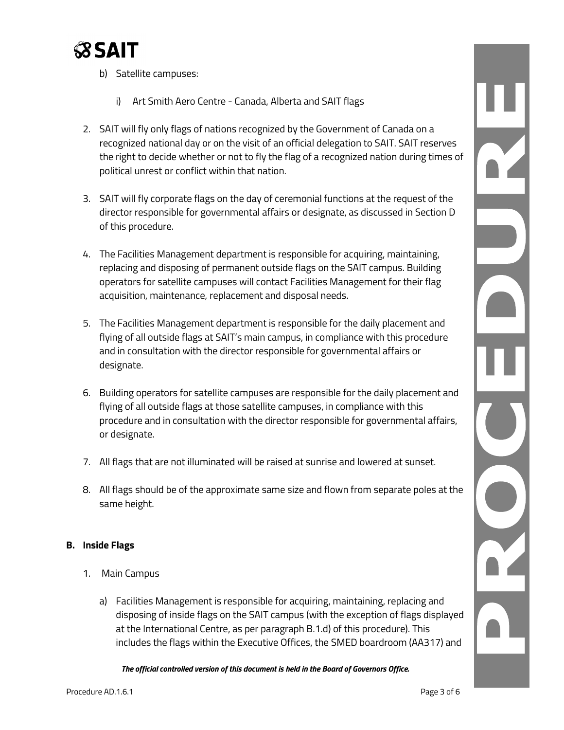b) Satellite campuses:

   i) Art Smith Aero Centre - Canada, Alberta and SAIT flags

2. SAIT will fly only flags of nations recognized by the Government of Canada on a recognized national day or on the visit of an official delegation to SAIT. SAIT reserves the right to decide whether or not to fly the flag of a recognized nation during times of political unrest or conflict within that nation.

3. SAIT will fly corporate flags on the day of ceremonial functions at the request of the director responsible for governmental affairs or designate, as discussed in Section D of this procedure.

4. The Facilities Management department is responsible for acquiring, maintaining, replacing and disposing of permanent outside flags on the SAIT campus. Building operators for satellite campuses will contact Facilities Management for their flag acquisition, maintenance, replacement and disposal needs.

5. The Facilities Management department is responsible for the daily placement and flying of all outside flags at SAIT's main campus, in compliance with this procedure and in consultation with the director responsible for governmental affairs or designate.

6. Building operators for satellite campuses are responsible for the daily placement and flying of all outside flags at those satellite campuses, in compliance with this procedure and in consultation with the director responsible for governmental affairs, or designate.

7. All flags that are not illuminated will be raised at sunrise and lowered at sunset.

8. All flags should be of the approximate same size and flown from separate poles at the same height.

**B. Inside Flags**

1. Main Campus

   a) Facilities Management is responsible for acquiring, maintaining, replacing and disposing of inside flags on the SAIT campus (with the exception of flags displayed at the International Centre, as per paragraph B.1.d) of this procedure). This includes the flags within the Executive Offices, the SMED boardroom (AA317) and

*The official controlled version of this document is held in the Board of Governors Office.*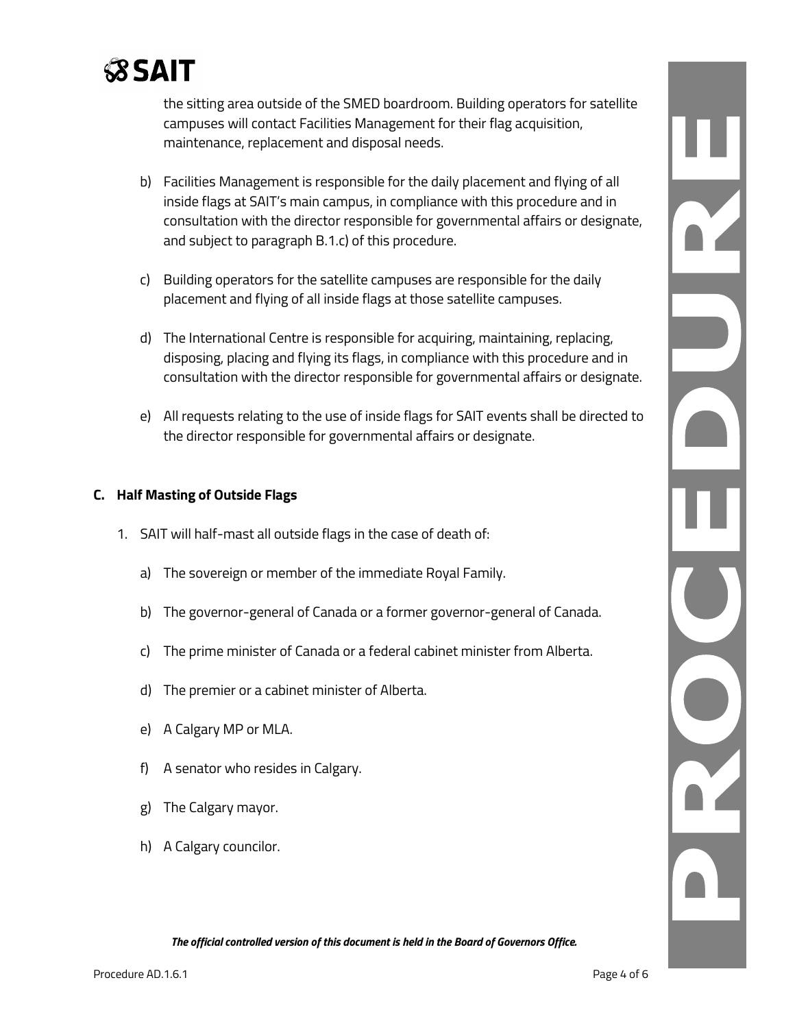the sitting area outside of the SMED boardroom. Building operators for satellite campuses will contact Facilities Management for their flag acquisition, maintenance, replacement and disposal needs.

b) Facilities Management is responsible for the daily placement and flying of all inside flags at SAIT's main campus, in compliance with this procedure and in consultation with the director responsible for governmental affairs or designate, and subject to paragraph B.1.c) of this procedure.

c) Building operators for the satellite campuses are responsible for the daily placement and flying of all inside flags at those satellite campuses.

d) The International Centre is responsible for acquiring, maintaining, replacing, disposing, placing and flying its flags, in compliance with this procedure and in consultation with the director responsible for governmental affairs or designate.

e) All requests relating to the use of inside flags for SAIT events shall be directed to the director responsible for governmental affairs or designate.

## C. Half Masting of Outside Flags

1. SAIT will half-mast all outside flags in the case of death of:

   a) The sovereign or member of the immediate Royal Family.

   b) The governor-general of Canada or a former governor-general of Canada.

   c) The prime minister of Canada or a federal cabinet minister from Alberta.

   d) The premier or a cabinet minister of Alberta.

   e) A Calgary MP or MLA.

   f) A senator who resides in Calgary.

   g) The Calgary mayor.

   h) A Calgary councilor.

*The official controlled version of this document is held in the Board of Governors Office.*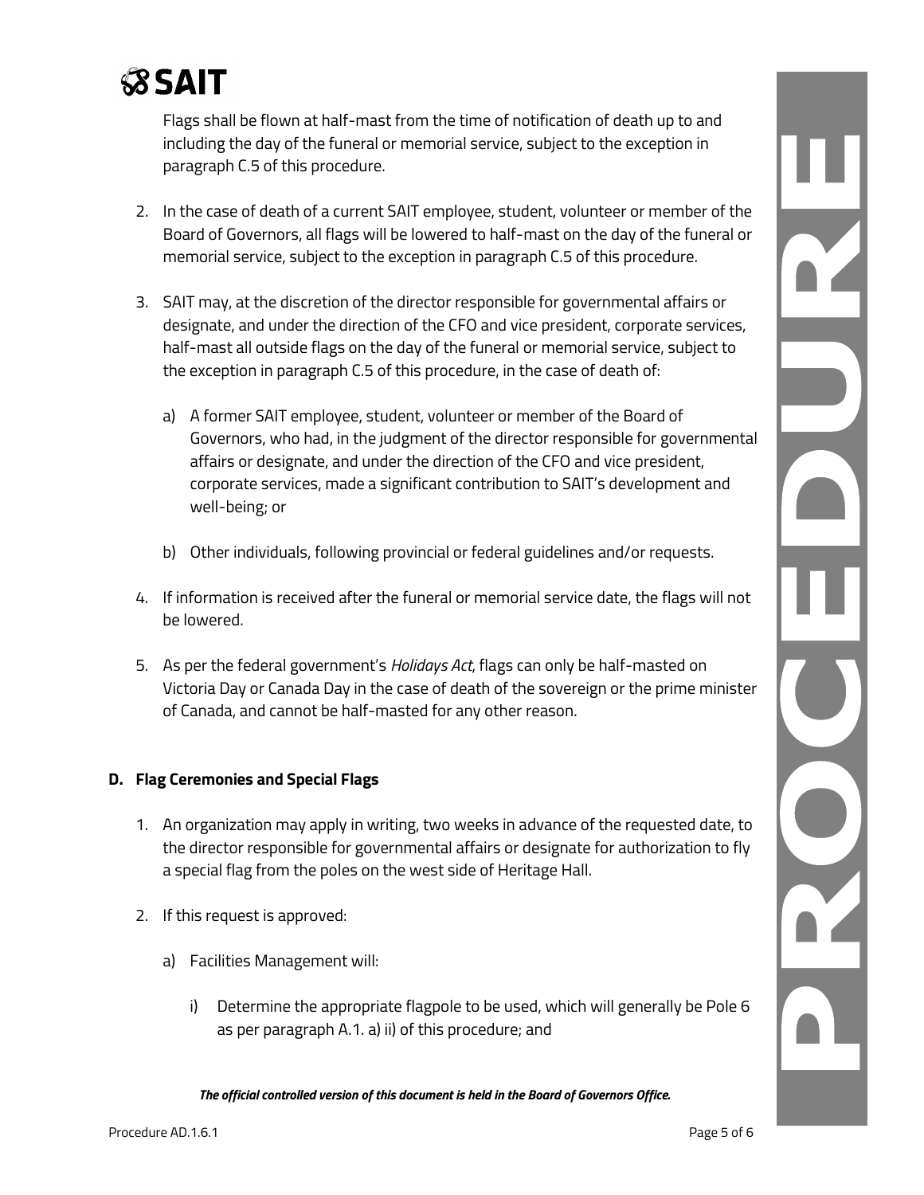Flags shall be flown at half-mast from the time of notification of death up to and including the day of the funeral or memorial service, subject to the exception in paragraph C.5 of this procedure.

2. In the case of death of a current SAIT employee, student, volunteer or member of the Board of Governors, all flags will be lowered to half-mast on the day of the funeral or memorial service, subject to the exception in paragraph C.5 of this procedure.

3. SAIT may, at the discretion of the director responsible for governmental affairs or designate, and under the direction of the CFO and vice president, corporate services, half-mast all outside flags on the day of the funeral or memorial service, subject to the exception in paragraph C.5 of this procedure, in the case of death of:

   a) A former SAIT employee, student, volunteer or member of the Board of Governors, who had, in the judgment of the director responsible for governmental affairs or designate, and under the direction of the CFO and vice president, corporate services, made a significant contribution to SAIT's development and well-being; or

   b) Other individuals, following provincial or federal guidelines and/or requests.

4. If information is received after the funeral or memorial service date, the flags will not be lowered.

5. As per the federal government's *Holidays Act*, flags can only be half-masted on Victoria Day or Canada Day in the case of death of the sovereign or the prime minister of Canada, and cannot half-masted for any other reason.

**D. Flag Ceremonies and Special Flags**

1. An organization may apply in writing, two weeks in advance of the requested date, to the director responsible for governmental affairs or designate for authorization to fly a special flag from the poles on the west side of Heritage Hall.

2. If this request is approved:

   a) Facilities Management will:

      i) Determine the appropriate flagpole to be used, which will generally be Pole 6 as per paragraph A.1. a) ii) of this procedure; and

***The official controlled version of this document is held in the Board of Governors Office.***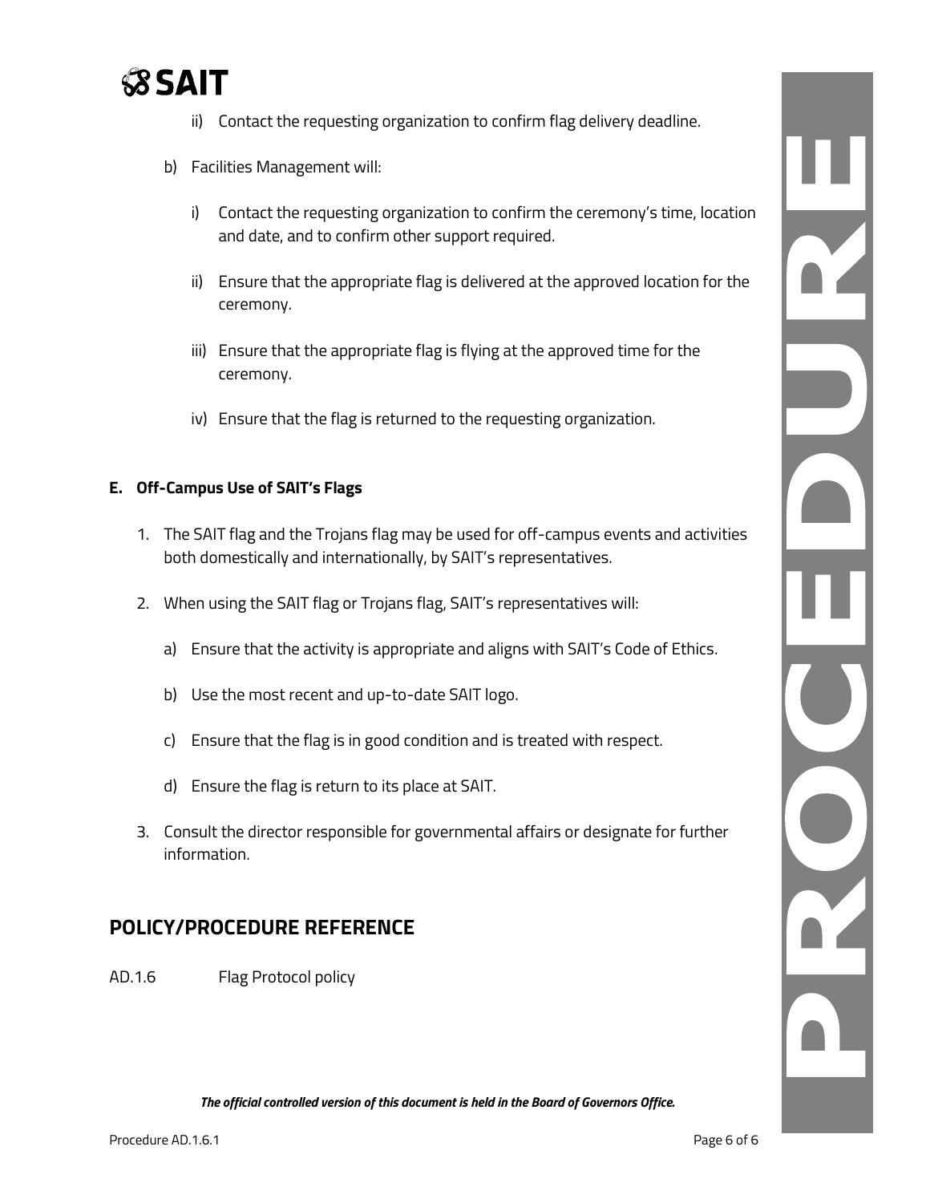ii) Contact the requesting organization to confirm flag delivery deadline.

b) Facilities Management will:

   i) Contact the requesting organization to confirm the ceremony's time, location and date, and to confirm other support required.

   ii) Ensure that the appropriate flag is delivered at the approved location for the ceremony.

   iii) Ensure that the appropriate flag is flying at the approved time for the ceremony.

   iv) Ensure that the flag is returned to the requesting organization.

**E. Off-Campus Use of SAIT's Flags**

1. The SAIT flag and the Trojans flag may be used for off-campus events and activities both domestically and internationally, by SAIT's representatives.

2. When using the SAIT flag or Trojans flag, SAIT's representatives will:

   a) Ensure that the activity is appropriate and aligns with SAIT's Code of Ethics.

   b) Use the most recent and up-to-date SAIT logo.

   c) Ensure that the flag is in good condition and is treated with respect.

   d) Ensure the flag is return to its place at SAIT.

3. Consult the director responsible for governmental affairs or designate for further information.

## POLICY/PROCEDURE REFERENCE

AD.1.6 Flag Protocol policy

*The official controlled version of this document is held in the Board of Governors Office.*